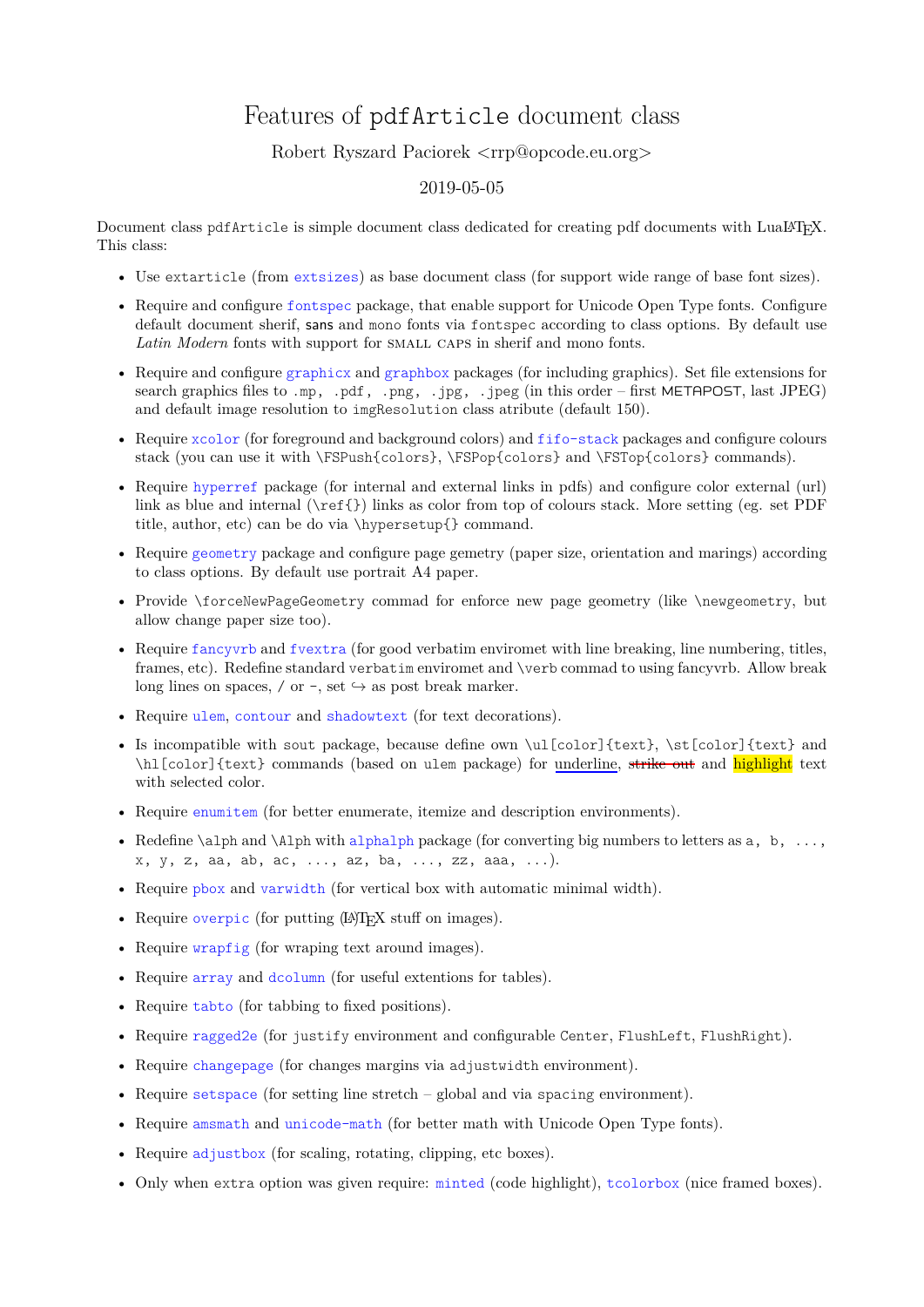# Features of `pdfArticle` document class

Robert Ryszard Paciorek <rrp@opcode.eu.org>

2019-05-05

Document class `pdfArticle` is simple document class dedicated for creating pdf documents with LuaLaTeX. This class:

- Use `extarticle` (from `extsizes`) as base document class (for support wide range of base font sizes).
- Require and configure `fontspec` package, that enable support for Unicode Open Type fonts. Configure default document sherif, sans and `mono` fonts via `fontspec` according to class options. By default use *Latin Modern* fonts with support for SMALL CAPS in sherif and mono fonts.
- Require and configure `graphicx` and `graphbox` packages (for including graphics). Set file extensions for search graphics files to `.mp`, `.pdf`, `.png`, `.jpg`, `.jpeg` (in this order – first METAPOST, last JPEG) and default image resolution to `imgResolution` class atribute (default 150).
- Require `xcolor` (for foreground and background colors) and `fifo-stack` packages and configure colours stack (you can use it with `\FSPush{colors}`, `\FSPop{colors}` and `\FSTop{colors}` commands).
- Require `hyperref` package (for internal and external links in pdfs) and configure color external (url) link as blue and internal (`\ref{}`) links as color from top of colours stack. More setting (eg. set PDF title, author, etc) can be do via `\hypersetup{}` command.
- Require `geometry` package and configure page gemetry (paper size, orientation and marings) according to class options. By default use portrait A4 paper.
- Provide `\forceNewPageGeometry` commad for enforce new page geometry (like `\newgeometry`, but allow change paper size too).
- Require `fancyvrb` and `fvextra` (for good verbatim enviromet with line breaking, line numbering, titles, frames, etc). Redefine standard `verbatim` enviromet and `\verb` commad to using fancyvrb. Allow break long lines on spaces, `/` or `-`, set ↪ as post break marker.
- Require `ulem`, `contour` and `shadowtext` (for text decorations).
- Is incompatible with `sout` package, because define own `\ul[color]{text}`, `\st[color]{text}` and `\hl[color]{text}` commands (based on `ulem` package) for underline, ~~strike out~~ and highlight text with selected color.
- Require `enumitem` (for better enumerate, itemize and description environments).
- Redefine `\alph` and `\Alph` with `alphalph` package (for converting big numbers to letters as `a, b, ..., x, y, z, aa, ab, ac, ..., az, ba, ..., zz, aaa, ...`).
- Require `pbox` and `varwidth` (for vertical box with automatic minimal width).
- Require `overpic` (for putting (La)TeX stuff on images).
- Require `wrapfig` (for wraping text around images).
- Require `array` and `dcolumn` (for useful extentions for tables).
- Require `tabto` (for tabbing to fixed positions).
- Require `ragged2e` (for `justify` environment and configurable `Center`, `FlushLeft`, `FlushRight`).
- Require `changepage` (for changes margins via `adjustwidth` environment).
- Require `setspace` (for setting line stretch – global and via `spacing` environment).
- Require `amsmath` and `unicode-math` (for better math with Unicode Open Type fonts).
- Require `adjustbox` (for scaling, rotating, clipping, etc boxes).
- Only when `extra` option was given require: `minted` (code highlight), `tcolorbox` (nice framed boxes).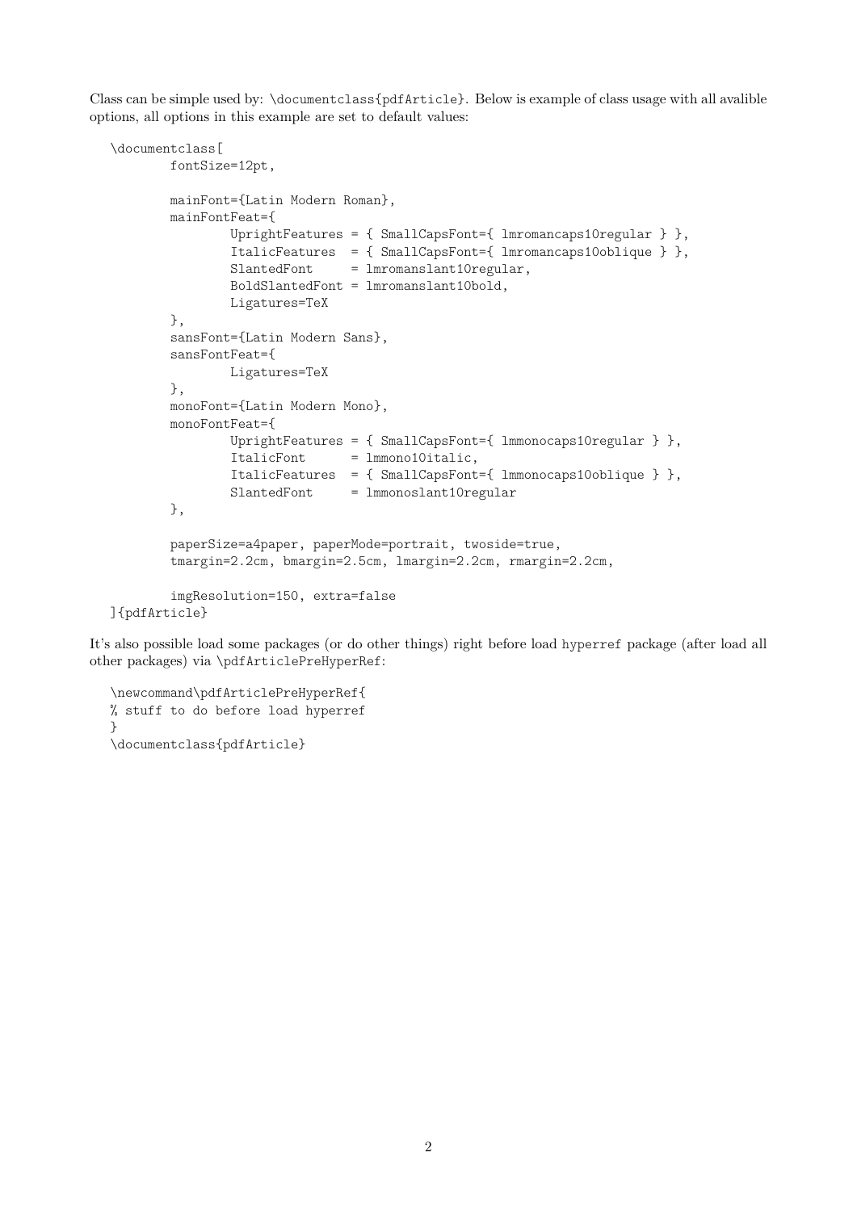Class can be simple used by: `\documentclass{pdfArticle}`. Below is example of class usage with all avalible options, all options in this example are set to default values:

```
\documentclass[
        fontSize=12pt,

        mainFont={Latin Modern Roman},
        mainFontFeat={
                UprightFeatures = { SmallCapsFont={ lmromancaps10regular } },
                ItalicFeatures  = { SmallCapsFont={ lmromancaps10oblique } },
                SlantedFont     = lmromanslant10regular,
                BoldSlantedFont = lmromanslant10bold,
                Ligatures=TeX
        },
        sansFont={Latin Modern Sans},
        sansFontFeat={
                Ligatures=TeX
        },
        monoFont={Latin Modern Mono},
        monoFontFeat={
                UprightFeatures = { SmallCapsFont={ lmmonocaps10regular } },
                ItalicFont      = lmmono10italic,
                ItalicFeatures  = { SmallCapsFont={ lmmonocaps10oblique } },
                SlantedFont     = lmmonoslant10regular
        },

        paperSize=a4paper, paperMode=portrait, twoside=true,
        tmargin=2.2cm, bmargin=2.5cm, lmargin=2.2cm, rmargin=2.2cm,

        imgResolution=150, extra=false
]{pdfArticle}
```

It's also possible load some packages (or do other things) right before load `hyperref` package (after load all other packages) via `\pdfArticlePreHyperRef`:

```
\newcommand\pdfArticlePreHyperRef{
% stuff to do before load hyperref
}
\documentclass{pdfArticle}
```